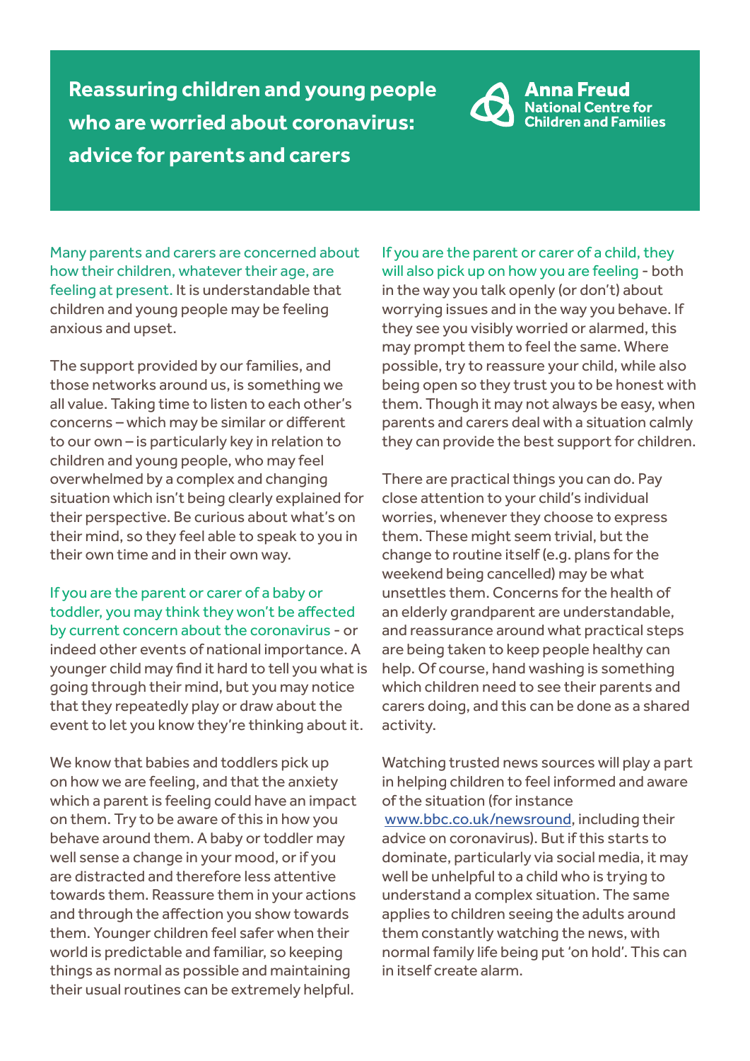# Reassuring children and young people who are worried about coronavirus: advice for parents and carers

**Anna Freud**
**National Centre for Children and Families**

Many parents and carers are concerned about how their children, whatever their age, are feeling at present. It is understandable that children and young people may be feeling anxious and upset.

The support provided by our families, and those networks around us, is something we all value. Taking time to listen to each other's concerns – which may be similar or different to our own – is particularly key in relation to children and young people, who may feel overwhelmed by a complex and changing situation which isn't being clearly explained for their perspective. Be curious about what's on their mind, so they feel able to speak to you in their own time and in their own way.

If you are the parent or carer of a baby or toddler, you may think they won't be affected by current concern about the coronavirus - or indeed other events of national importance. A younger child may find it hard to tell you what is going through their mind, but you may notice that they repeatedly play or draw about the event to let you know they're thinking about it.

We know that babies and toddlers pick up on how we are feeling, and that the anxiety which a parent is feeling could have an impact on them. Try to be aware of this in how you behave around them. A baby or toddler may well sense a change in your mood, or if you are distracted and therefore less attentive towards them. Reassure them in your actions and through the affection you show towards them. Younger children feel safer when their world is predictable and familiar, so keeping things as normal as possible and maintaining their usual routines can be extremely helpful.

If you are the parent or carer of a child, they will also pick up on how you are feeling - both in the way you talk openly (or don't) about worrying issues and in the way you behave. If they see you visibly worried or alarmed, this may prompt them to feel the same. Where possible, try to reassure your child, while also being open so they trust you to be honest with them. Though it may not always be easy, when parents and carers deal with a situation calmly they can provide the best support for children.

There are practical things you can do. Pay close attention to your child's individual worries, whenever they choose to express them. These might seem trivial, but the change to routine itself (e.g. plans for the weekend being cancelled) may be what unsettles them. Concerns for the health of an elderly grandparent are understandable, and reassurance around what practical steps are being taken to keep people healthy can help. Of course, hand washing is something which children need to see their parents and carers doing, and this can be done as a shared activity.

Watching trusted news sources will play a part in helping children to feel informed and aware of the situation (for instance www.bbc.co.uk/newsround, including their advice on coronavirus). But if this starts to dominate, particularly via social media, it may well be unhelpful to a child who is trying to understand a complex situation. The same applies to children seeing the adults around them constantly watching the news, with normal family life being put 'on hold'. This can in itself create alarm.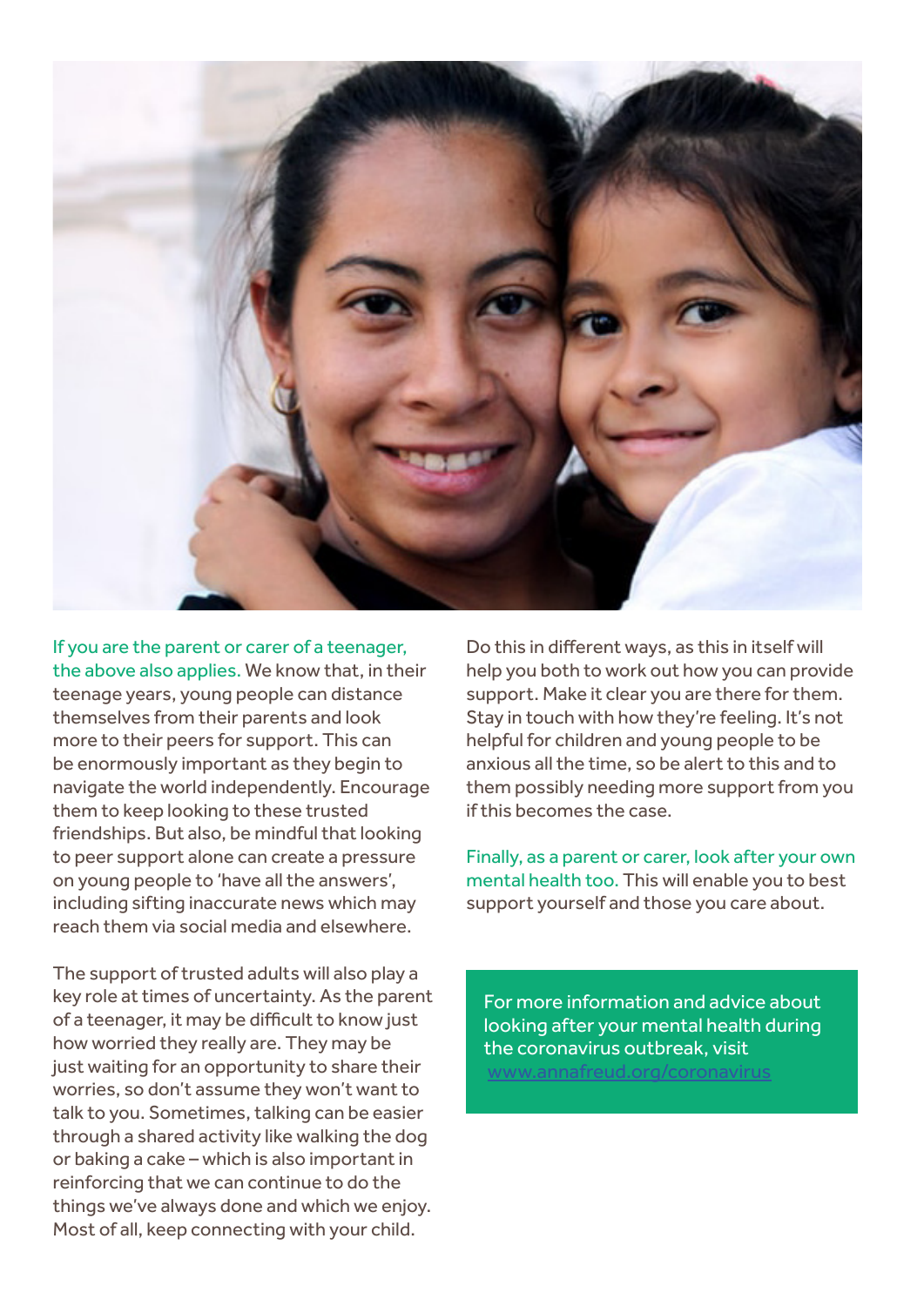If you are the parent or carer of a teenager, the above also applies. We know that, in their teenage years, young people can distance themselves from their parents and look more to their peers for support. This can be enormously important as they begin to navigate the world independently. Encourage them to keep looking to these trusted friendships. But also, be mindful that looking to peer support alone can create a pressure on young people to 'have all the answers', including sifting inaccurate news which may reach them via social media and elsewhere.

The support of trusted adults will also play a key role at times of uncertainty. As the parent of a teenager, it may be difficult to know just how worried they really are. They may be just waiting for an opportunity to share their worries, so don't assume they won't want to talk to you. Sometimes, talking can be easier through a shared activity like walking the dog or baking a cake – which is also important in reinforcing that we can continue to do the things we've always done and which we enjoy. Most of all, keep connecting with your child.

Do this in different ways, as this in itself will help you both to work out how you can provide support. Make it clear you are there for them. Stay in touch with how they're feeling. It's not helpful for children and young people to be anxious all the time, so be alert to this and to them possibly needing more support from you if this becomes the case.

Finally, as a parent or carer, look after your own mental health too. This will enable you to best support yourself and those you care about.

For more information and advice about looking after your mental health during the coronavirus outbreak, visit www.annafreud.org/coronavirus